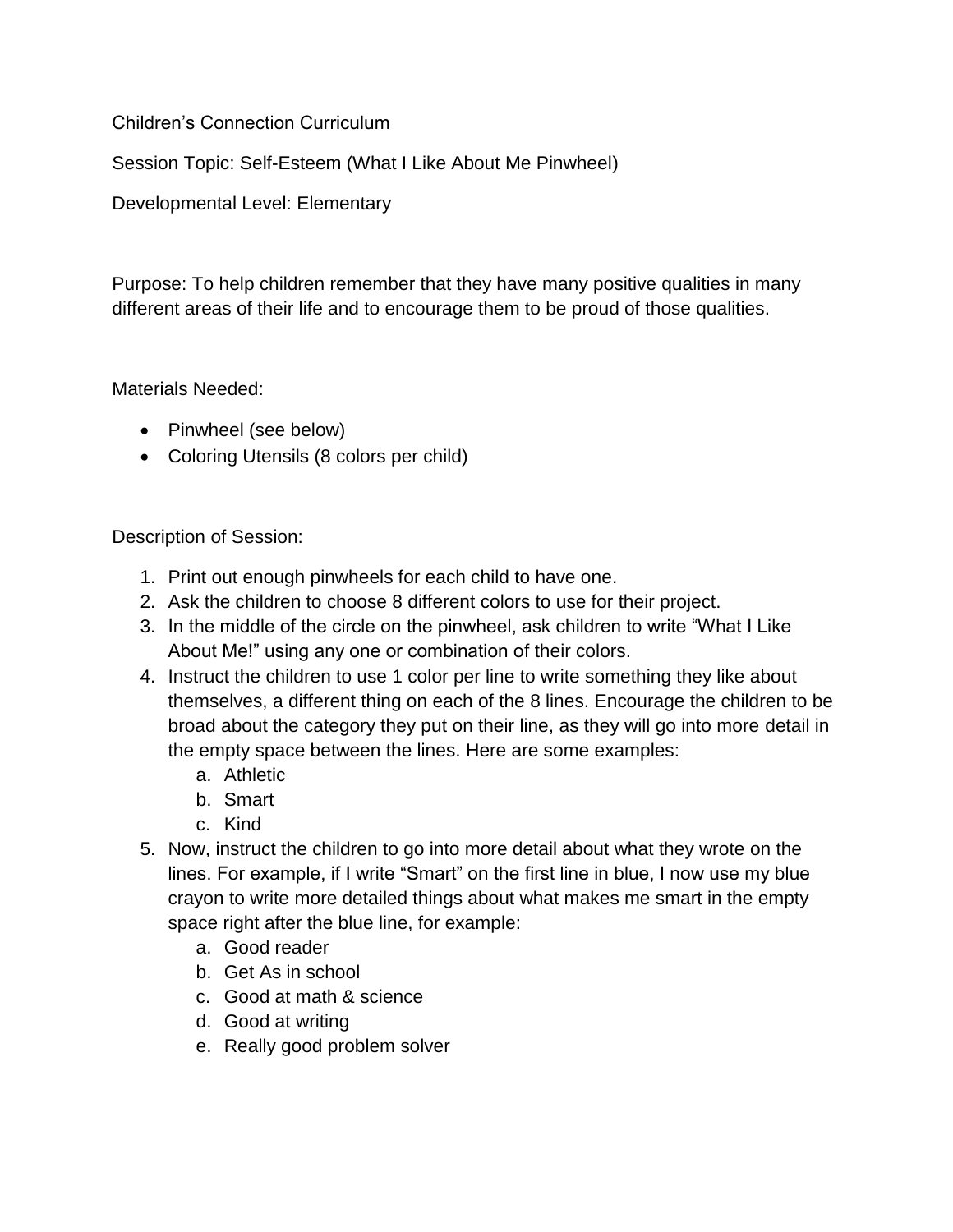Children's Connection Curriculum

Session Topic: Self-Esteem (What I Like About Me Pinwheel)

Developmental Level: Elementary

Purpose: To help children remember that they have many positive qualities in many different areas of their life and to encourage them to be proud of those qualities.

Materials Needed:

- Pinwheel (see below)
- Coloring Utensils (8 colors per child)

Description of Session:

1. Print out enough pinwheels for each child to have one.
2. Ask the children to choose 8 different colors to use for their project.
3. In the middle of the circle on the pinwheel, ask children to write "What I Like About Me!" using any one or combination of their colors.
4. Instruct the children to use 1 color per line to write something they like about themselves, a different thing on each of the 8 lines. Encourage the children to be broad about the category they put on their line, as they will go into more detail in the empty space between the lines. Here are some examples:
   a. Athletic
   b. Smart
   c. Kind
5. Now, instruct the children to go into more detail about what they wrote on the lines. For example, if I write "Smart" on the first line in blue, I now use my blue crayon to write more detailed things about what makes me smart in the empty space right after the blue line, for example:
   a. Good reader
   b. Get As in school
   c. Good at math & science
   d. Good at writing
   e. Really good problem solver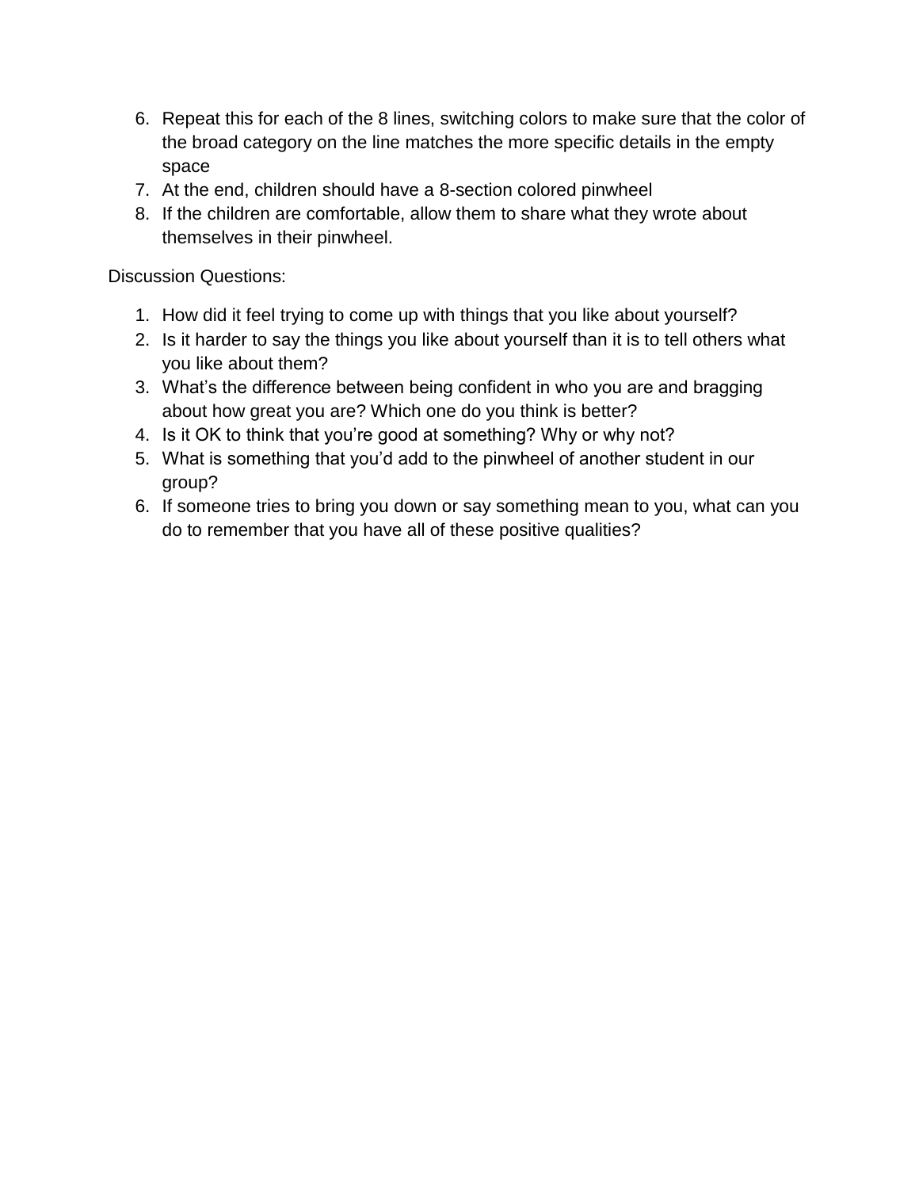6. Repeat this for each of the 8 lines, switching colors to make sure that the color of the broad category on the line matches the more specific details in the empty space
7. At the end, children should have a 8-section colored pinwheel
8. If the children are comfortable, allow them to share what they wrote about themselves in their pinwheel.

Discussion Questions:

1. How did it feel trying to come up with things that you like about yourself?
2. Is it harder to say the things you like about yourself than it is to tell others what you like about them?
3. What's the difference between being confident in who you are and bragging about how great you are? Which one do you think is better?
4. Is it OK to think that you're good at something? Why or why not?
5. What is something that you'd add to the pinwheel of another student in our group?
6. If someone tries to bring you down or say something mean to you, what can you do to remember that you have all of these positive qualities?